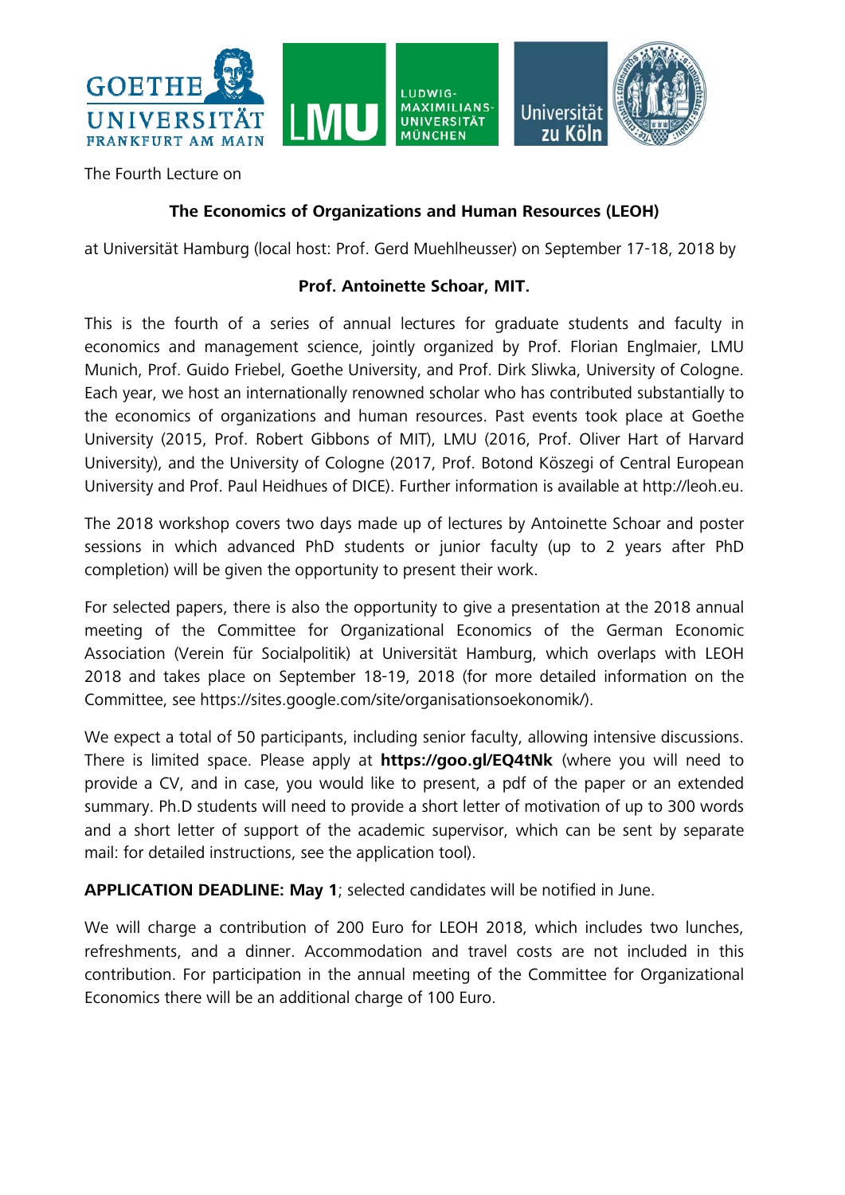The Fourth Lecture on

**The Economics of Organizations and Human Resources (LEOH)**

at Universität Hamburg (local host: Prof. Gerd Muehlheusser) on September 17-18, 2018 by

**Prof. Antoinette Schoar, MIT.**

This is the fourth of a series of annual lectures for graduate students and faculty in economics and management science, jointly organized by Prof. Florian Englmaier, LMU Munich, Prof. Guido Friebel, Goethe University, and Prof. Dirk Sliwka, University of Cologne. Each year, we host an internationally renowned scholar who has contributed substantially to the economics of organizations and human resources. Past events took place at Goethe University (2015, Prof. Robert Gibbons of MIT), LMU (2016, Prof. Oliver Hart of Harvard University), and the University of Cologne (2017, Prof. Botond Köszegi of Central European University and Prof. Paul Heidhues of DICE). Further information is available at http://leoh.eu.

The 2018 workshop covers two days made up of lectures by Antoinette Schoar and poster sessions in which advanced PhD students or junior faculty (up to 2 years after PhD completion) will be given the opportunity to present their work.

For selected papers, there is also the opportunity to give a presentation at the 2018 annual meeting of the Committee for Organizational Economics of the German Economic Association (Verein für Socialpolitik) at Universität Hamburg, which overlaps with LEOH 2018 and takes place on September 18-19, 2018 (for more detailed information on the Committee, see https://sites.google.com/site/organisationsoekonomik/).

We expect a total of 50 participants, including senior faculty, allowing intensive discussions. There is limited space. Please apply at **https://goo.gl/EQ4tNk** (where you will need to provide a CV, and in case, you would like to present, a pdf of the paper or an extended summary. Ph.D students will need to provide a short letter of motivation of up to 300 words and a short letter of support of the academic supervisor, which can be sent by separate mail: for detailed instructions, see the application tool).

**APPLICATION DEADLINE: May 1**; selected candidates will be notified in June.

We will charge a contribution of 200 Euro for LEOH 2018, which includes two lunches, refreshments, and a dinner. Accommodation and travel costs are not included in this contribution. For participation in the annual meeting of the Committee for Organizational Economics there will be an additional charge of 100 Euro.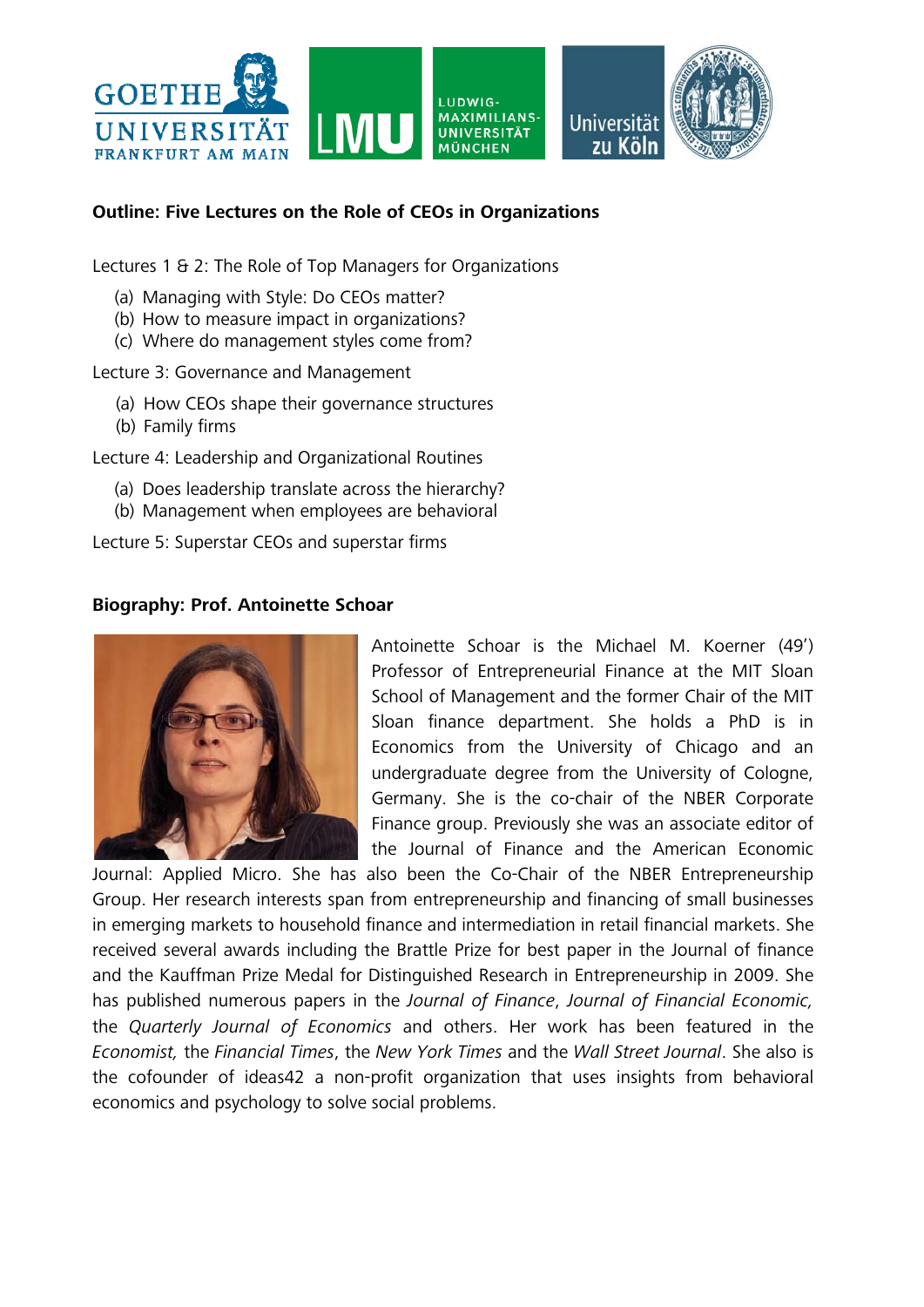**Outline: Five Lectures on the Role of CEOs in Organizations**

Lectures 1 & 2: The Role of Top Managers for Organizations

(a) Managing with Style: Do CEOs matter?
(b) How to measure impact in organizations?
(c) Where do management styles come from?

Lecture 3: Governance and Management

(a) How CEOs shape their governance structures
(b) Family firms

Lecture 4: Leadership and Organizational Routines

(a) Does leadership translate across the hierarchy?
(b) Management when employees are behavioral

Lecture 5: Superstar CEOs and superstar firms

**Biography: Prof. Antoinette Schoar**

Antoinette Schoar is the Michael M. Koerner (49') Professor of Entrepreneurial Finance at the MIT Sloan School of Management and the former Chair of the MIT Sloan finance department. She holds a PhD is in Economics from the University of Chicago and an undergraduate degree from the University of Cologne, Germany. She is the co-chair of the NBER Corporate Finance group. Previously she was an associate editor of the Journal of Finance and the American Economic Journal: Applied Micro. She has also been the Co-Chair of the NBER Entrepreneurship Group. Her research interests span from entrepreneurship and financing of small businesses in emerging markets to household finance and intermediation in retail financial markets. She received several awards including the Brattle Prize for best paper in the Journal of finance and the Kauffman Prize Medal for Distinguished Research in Entrepreneurship in 2009. She has published numerous papers in the *Journal of Finance*, *Journal of Financial Economic,* the *Quarterly Journal of Economics* and others. Her work has been featured in the *Economist,* the *Financial Times*, the *New York Times* and the *Wall Street Journal*. She also is the cofounder of ideas42 a non-profit organization that uses insights from behavioral economics and psychology to solve social problems.